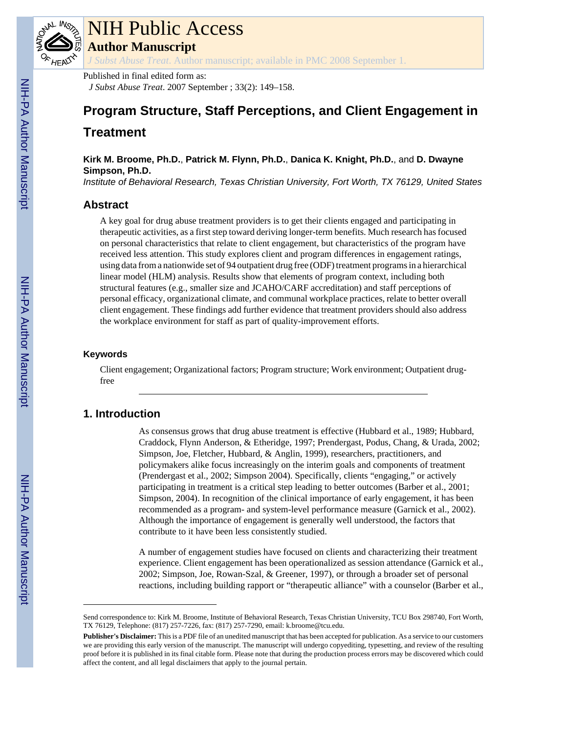# NIH Public Access

## Author Manuscript

*J Subst Abuse Treat*. Author manuscript; available in PMC 2008 September 1.

Published in final edited form as:

*J Subst Abuse Treat*. 2007 September ; 33(2): 149–158.

# Program Structure, Staff Perceptions, and Client Engagement in Treatment

**Kirk M. Broome, Ph.D.**, **Patrick M. Flynn, Ph.D.**, **Danica K. Knight, Ph.D.**, and **D. Dwayne Simpson, Ph.D.**

*Institute of Behavioral Research, Texas Christian University, Fort Worth, TX 76129, United States*

## Abstract

A key goal for drug abuse treatment providers is to get their clients engaged and participating in therapeutic activities, as a first step toward deriving longer-term benefits. Much research has focused on personal characteristics that relate to client engagement, but characteristics of the program have received less attention. This study explores client and program differences in engagement ratings, using data from a nationwide set of 94 outpatient drug free (ODF) treatment programs in a hierarchical linear model (HLM) analysis. Results show that elements of program context, including both structural features (e.g., smaller size and JCAHO/CARF accreditation) and staff perceptions of personal efficacy, organizational climate, and communal workplace practices, relate to better overall client engagement. These findings add further evidence that treatment providers should also address the workplace environment for staff as part of quality-improvement efforts.

### Keywords

Client engagement; Organizational factors; Program structure; Work environment; Outpatient drug-free

## 1. Introduction

As consensus grows that drug abuse treatment is effective (Hubbard et al., 1989; Hubbard, Craddock, Flynn Anderson, & Etheridge, 1997; Prendergast, Podus, Chang, & Urada, 2002; Simpson, Joe, Fletcher, Hubbard, & Anglin, 1999), researchers, practitioners, and policymakers alike focus increasingly on the interim goals and components of treatment (Prendergast et al., 2002; Simpson 2004). Specifically, clients "engaging," or actively participating in treatment is a critical step leading to better outcomes (Barber et al., 2001; Simpson, 2004). In recognition of the clinical importance of early engagement, it has been recommended as a program- and system-level performance measure (Garnick et al., 2002). Although the importance of engagement is generally well understood, the factors that contribute to it have been less consistently studied.

A number of engagement studies have focused on clients and characterizing their treatment experience. Client engagement has been operationalized as session attendance (Garnick et al., 2002; Simpson, Joe, Rowan-Szal, & Greener, 1997), or through a broader set of personal reactions, including building rapport or "therapeutic alliance" with a counselor (Barber et al.,

---

Send correspondence to: Kirk M. Broome, Institute of Behavioral Research, Texas Christian University, TCU Box 298740, Fort Worth, TX 76129, Telephone: (817) 257-7226, fax: (817) 257-7290, email: k.broome@tcu.edu.

**Publisher's Disclaimer:** This is a PDF file of an unedited manuscript that has been accepted for publication. As a service to our customers we are providing this early version of the manuscript. The manuscript will undergo copyediting, typesetting, and review of the resulting proof before it is published in its final citable form. Please note that during the production process errors may be discovered which could affect the content, and all legal disclaimers that apply to the journal pertain.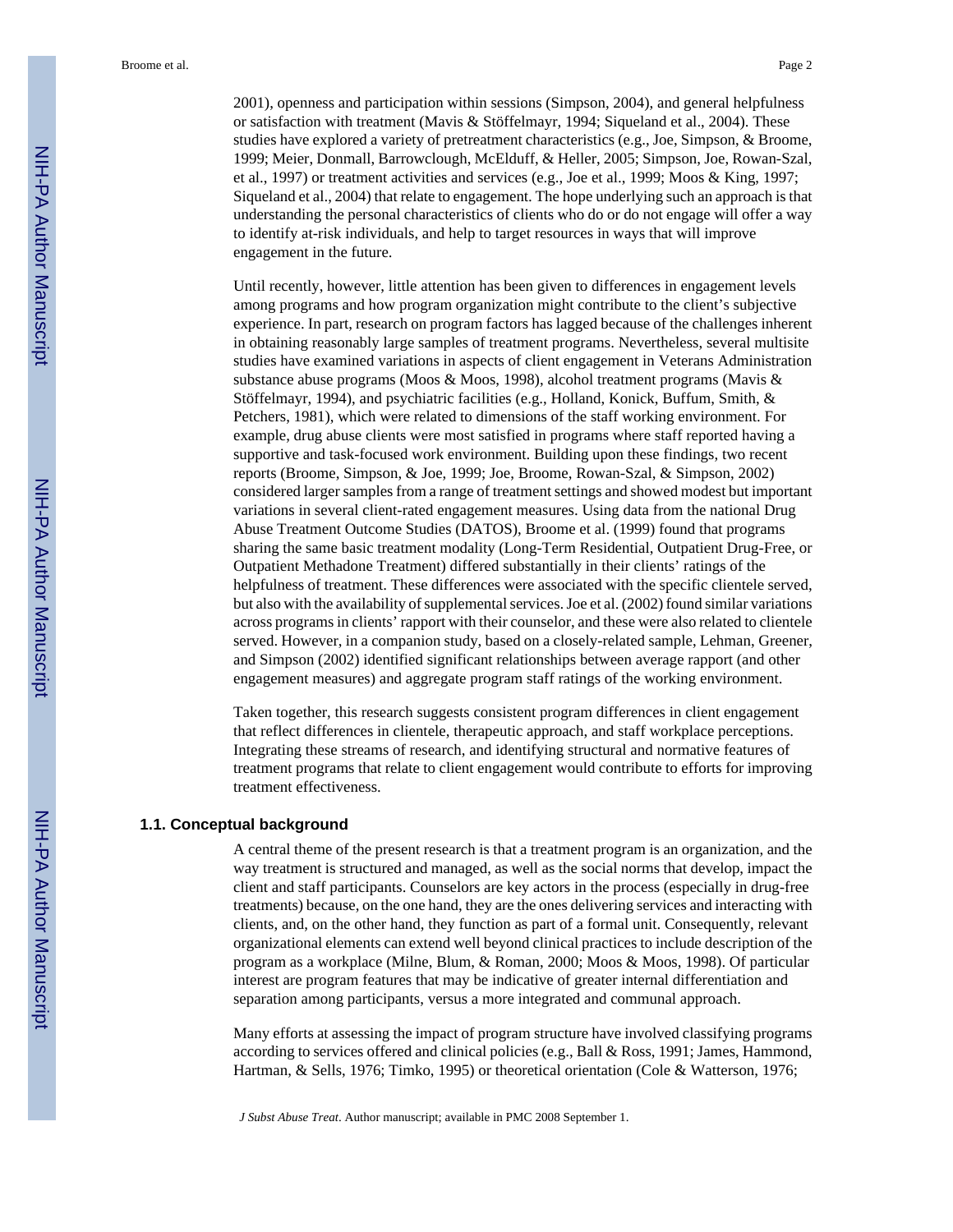2001), openness and participation within sessions (Simpson, 2004), and general helpfulness or satisfaction with treatment (Mavis & Stöffelmayr, 1994; Siqueland et al., 2004). These studies have explored a variety of pretreatment characteristics (e.g., Joe, Simpson, & Broome, 1999; Meier, Donmall, Barrowclough, McElduff, & Heller, 2005; Simpson, Joe, Rowan-Szal, et al., 1997) or treatment activities and services (e.g., Joe et al., 1999; Moos & King, 1997; Siqueland et al., 2004) that relate to engagement. The hope underlying such an approach is that understanding the personal characteristics of clients who do or do not engage will offer a way to identify at-risk individuals, and help to target resources in ways that will improve engagement in the future.

Until recently, however, little attention has been given to differences in engagement levels among programs and how program organization might contribute to the client's subjective experience. In part, research on program factors has lagged because of the challenges inherent in obtaining reasonably large samples of treatment programs. Nevertheless, several multisite studies have examined variations in aspects of client engagement in Veterans Administration substance abuse programs (Moos & Moos, 1998), alcohol treatment programs (Mavis & Stöffelmayr, 1994), and psychiatric facilities (e.g., Holland, Konick, Buffum, Smith, & Petchers, 1981), which were related to dimensions of the staff working environment. For example, drug abuse clients were most satisfied in programs where staff reported having a supportive and task-focused work environment. Building upon these findings, two recent reports (Broome, Simpson, & Joe, 1999; Joe, Broome, Rowan-Szal, & Simpson, 2002) considered larger samples from a range of treatment settings and showed modest but important variations in several client-rated engagement measures. Using data from the national Drug Abuse Treatment Outcome Studies (DATOS), Broome et al. (1999) found that programs sharing the same basic treatment modality (Long-Term Residential, Outpatient Drug-Free, or Outpatient Methadone Treatment) differed substantially in their clients' ratings of the helpfulness of treatment. These differences were associated with the specific clientele served, but also with the availability of supplemental services. Joe et al. (2002) found similar variations across programs in clients' rapport with their counselor, and these were also related to clientele served. However, in a companion study, based on a closely-related sample, Lehman, Greener, and Simpson (2002) identified significant relationships between average rapport (and other engagement measures) and aggregate program staff ratings of the working environment.

Taken together, this research suggests consistent program differences in client engagement that reflect differences in clientele, therapeutic approach, and staff workplace perceptions. Integrating these streams of research, and identifying structural and normative features of treatment programs that relate to client engagement would contribute to efforts for improving treatment effectiveness.

### 1.1. Conceptual background

A central theme of the present research is that a treatment program is an organization, and the way treatment is structured and managed, as well as the social norms that develop, impact the client and staff participants. Counselors are key actors in the process (especially in drug-free treatments) because, on the one hand, they are the ones delivering services and interacting with clients, and, on the other hand, they function as part of a formal unit. Consequently, relevant organizational elements can extend well beyond clinical practices to include description of the program as a workplace (Milne, Blum, & Roman, 2000; Moos & Moos, 1998). Of particular interest are program features that may be indicative of greater internal differentiation and separation among participants, versus a more integrated and communal approach.

Many efforts at assessing the impact of program structure have involved classifying programs according to services offered and clinical policies (e.g., Ball & Ross, 1991; James, Hammond, Hartman, & Sells, 1976; Timko, 1995) or theoretical orientation (Cole & Watterson, 1976;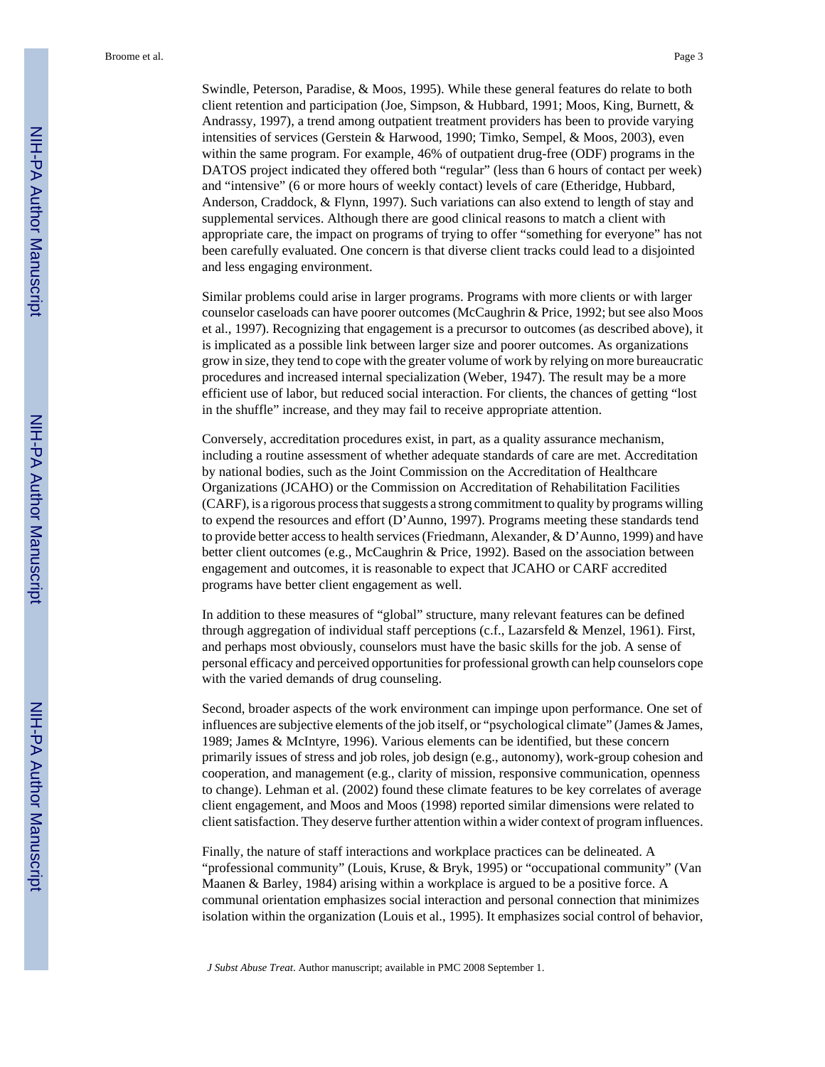Swindle, Peterson, Paradise, & Moos, 1995). While these general features do relate to both client retention and participation (Joe, Simpson, & Hubbard, 1991; Moos, King, Burnett, & Andrassy, 1997), a trend among outpatient treatment providers has been to provide varying intensities of services (Gerstein & Harwood, 1990; Timko, Sempel, & Moos, 2003), even within the same program. For example, 46% of outpatient drug-free (ODF) programs in the DATOS project indicated they offered both "regular" (less than 6 hours of contact per week) and "intensive" (6 or more hours of weekly contact) levels of care (Etheridge, Hubbard, Anderson, Craddock, & Flynn, 1997). Such variations can also extend to length of stay and supplemental services. Although there are good clinical reasons to match a client with appropriate care, the impact on programs of trying to offer "something for everyone" has not been carefully evaluated. One concern is that diverse client tracks could lead to a disjointed and less engaging environment.

Similar problems could arise in larger programs. Programs with more clients or with larger counselor caseloads can have poorer outcomes (McCaughrin & Price, 1992; but see also Moos et al., 1997). Recognizing that engagement is a precursor to outcomes (as described above), it is implicated as a possible link between larger size and poorer outcomes. As organizations grow in size, they tend to cope with the greater volume of work by relying on more bureaucratic procedures and increased internal specialization (Weber, 1947). The result may be a more efficient use of labor, but reduced social interaction. For clients, the chances of getting "lost in the shuffle" increase, and they may fail to receive appropriate attention.

Conversely, accreditation procedures exist, in part, as a quality assurance mechanism, including a routine assessment of whether adequate standards of care are met. Accreditation by national bodies, such as the Joint Commission on the Accreditation of Healthcare Organizations (JCAHO) or the Commission on Accreditation of Rehabilitation Facilities (CARF), is a rigorous process that suggests a strong commitment to quality by programs willing to expend the resources and effort (D'Aunno, 1997). Programs meeting these standards tend to provide better access to health services (Friedmann, Alexander, & D'Aunno, 1999) and have better client outcomes (e.g., McCaughrin & Price, 1992). Based on the association between engagement and outcomes, it is reasonable to expect that JCAHO or CARF accredited programs have better client engagement as well.

In addition to these measures of "global" structure, many relevant features can be defined through aggregation of individual staff perceptions (c.f., Lazarsfeld & Menzel, 1961). First, and perhaps most obviously, counselors must have the basic skills for the job. A sense of personal efficacy and perceived opportunities for professional growth can help counselors cope with the varied demands of drug counseling.

Second, broader aspects of the work environment can impinge upon performance. One set of influences are subjective elements of the job itself, or "psychological climate" (James & James, 1989; James & McIntyre, 1996). Various elements can be identified, but these concern primarily issues of stress and job roles, job design (e.g., autonomy), work-group cohesion and cooperation, and management (e.g., clarity of mission, responsive communication, openness to change). Lehman et al. (2002) found these climate features to be key correlates of average client engagement, and Moos and Moos (1998) reported similar dimensions were related to client satisfaction. They deserve further attention within a wider context of program influences.

Finally, the nature of staff interactions and workplace practices can be delineated. A "professional community" (Louis, Kruse, & Bryk, 1995) or "occupational community" (Van Maanen & Barley, 1984) arising within a workplace is argued to be a positive force. A communal orientation emphasizes social interaction and personal connection that minimizes isolation within the organization (Louis et al., 1995). It emphasizes social control of behavior,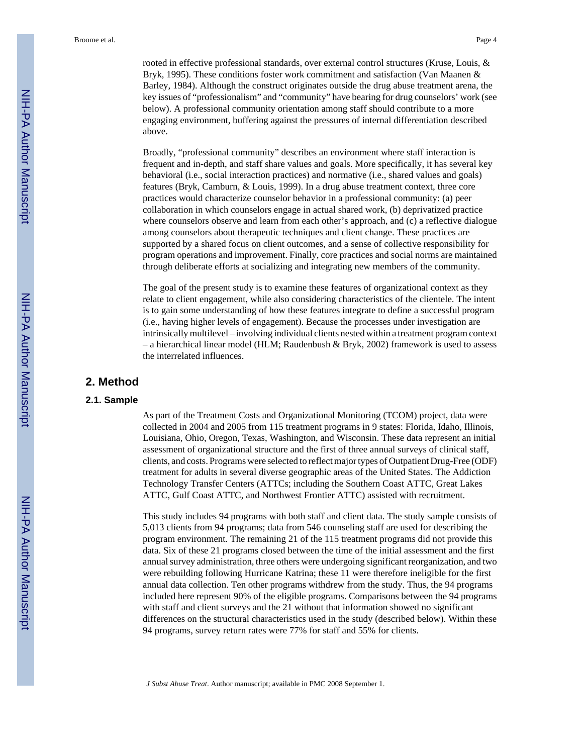rooted in effective professional standards, over external control structures (Kruse, Louis, & Bryk, 1995). These conditions foster work commitment and satisfaction (Van Maanen & Barley, 1984). Although the construct originates outside the drug abuse treatment arena, the key issues of "professionalism" and "community" have bearing for drug counselors' work (see below). A professional community orientation among staff should contribute to a more engaging environment, buffering against the pressures of internal differentiation described above.

Broadly, "professional community" describes an environment where staff interaction is frequent and in-depth, and staff share values and goals. More specifically, it has several key behavioral (i.e., social interaction practices) and normative (i.e., shared values and goals) features (Bryk, Camburn, & Louis, 1999). In a drug abuse treatment context, three core practices would characterize counselor behavior in a professional community: (a) peer collaboration in which counselors engage in actual shared work, (b) deprivatized practice where counselors observe and learn from each other's approach, and (c) a reflective dialogue among counselors about therapeutic techniques and client change. These practices are supported by a shared focus on client outcomes, and a sense of collective responsibility for program operations and improvement. Finally, core practices and social norms are maintained through deliberate efforts at socializing and integrating new members of the community.

The goal of the present study is to examine these features of organizational context as they relate to client engagement, while also considering characteristics of the clientele. The intent is to gain some understanding of how these features integrate to define a successful program (i.e., having higher levels of engagement). Because the processes under investigation are intrinsically multilevel – involving individual clients nested within a treatment program context – a hierarchical linear model (HLM; Raudenbush & Bryk, 2002) framework is used to assess the interrelated influences.

## 2. Method

### 2.1. Sample

As part of the Treatment Costs and Organizational Monitoring (TCOM) project, data were collected in 2004 and 2005 from 115 treatment programs in 9 states: Florida, Idaho, Illinois, Louisiana, Ohio, Oregon, Texas, Washington, and Wisconsin. These data represent an initial assessment of organizational structure and the first of three annual surveys of clinical staff, clients, and costs. Programs were selected to reflect major types of Outpatient Drug-Free (ODF) treatment for adults in several diverse geographic areas of the United States. The Addiction Technology Transfer Centers (ATTCs; including the Southern Coast ATTC, Great Lakes ATTC, Gulf Coast ATTC, and Northwest Frontier ATTC) assisted with recruitment.

This study includes 94 programs with both staff and client data. The study sample consists of 5,013 clients from 94 programs; data from 546 counseling staff are used for describing the program environment. The remaining 21 of the 115 treatment programs did not provide this data. Six of these 21 programs closed between the time of the initial assessment and the first annual survey administration, three others were undergoing significant reorganization, and two were rebuilding following Hurricane Katrina; these 11 were therefore ineligible for the first annual data collection. Ten other programs withdrew from the study. Thus, the 94 programs included here represent 90% of the eligible programs. Comparisons between the 94 programs with staff and client surveys and the 21 without that information showed no significant differences on the structural characteristics used in the study (described below). Within these 94 programs, survey return rates were 77% for staff and 55% for clients.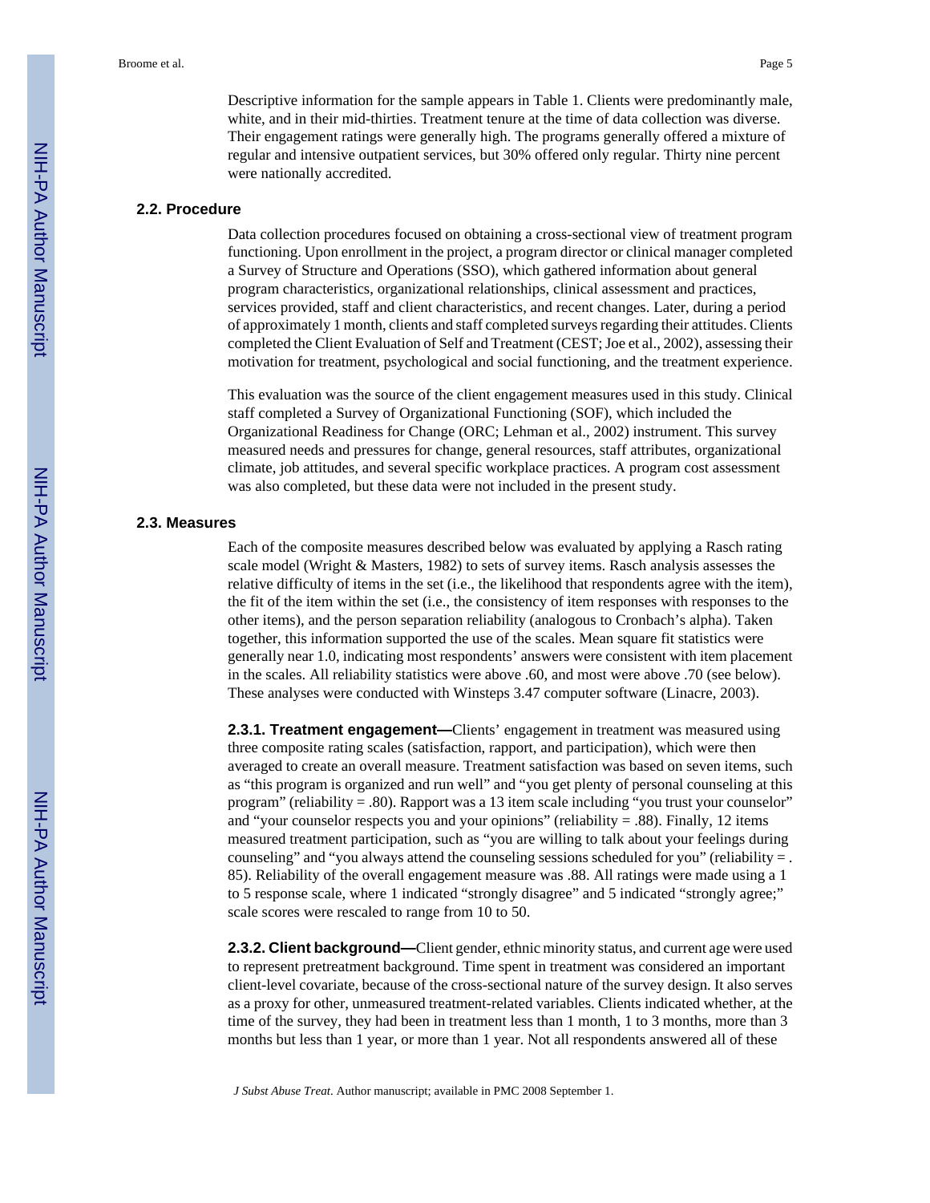Descriptive information for the sample appears in Table 1. Clients were predominantly male, white, and in their mid-thirties. Treatment tenure at the time of data collection was diverse. Their engagement ratings were generally high. The programs generally offered a mixture of regular and intensive outpatient services, but 30% offered only regular. Thirty nine percent were nationally accredited.

## 2.2. Procedure

Data collection procedures focused on obtaining a cross-sectional view of treatment program functioning. Upon enrollment in the project, a program director or clinical manager completed a Survey of Structure and Operations (SSO), which gathered information about general program characteristics, organizational relationships, clinical assessment and practices, services provided, staff and client characteristics, and recent changes. Later, during a period of approximately 1 month, clients and staff completed surveys regarding their attitudes. Clients completed the Client Evaluation of Self and Treatment (CEST; Joe et al., 2002), assessing their motivation for treatment, psychological and social functioning, and the treatment experience.

This evaluation was the source of the client engagement measures used in this study. Clinical staff completed a Survey of Organizational Functioning (SOF), which included the Organizational Readiness for Change (ORC; Lehman et al., 2002) instrument. This survey measured needs and pressures for change, general resources, staff attributes, organizational climate, job attitudes, and several specific workplace practices. A program cost assessment was also completed, but these data were not included in the present study.

## 2.3. Measures

Each of the composite measures described below was evaluated by applying a Rasch rating scale model (Wright & Masters, 1982) to sets of survey items. Rasch analysis assesses the relative difficulty of items in the set (i.e., the likelihood that respondents agree with the item), the fit of the item within the set (i.e., the consistency of item responses with responses to the other items), and the person separation reliability (analogous to Cronbach's alpha). Taken together, this information supported the use of the scales. Mean square fit statistics were generally near 1.0, indicating most respondents' answers were consistent with item placement in the scales. All reliability statistics were above .60, and most were above .70 (see below). These analyses were conducted with Winsteps 3.47 computer software (Linacre, 2003).

**2.3.1. Treatment engagement—**Clients' engagement in treatment was measured using three composite rating scales (satisfaction, rapport, and participation), which were then averaged to create an overall measure. Treatment satisfaction was based on seven items, such as "this program is organized and run well" and "you get plenty of personal counseling at this program" (reliability = .80). Rapport was a 13 item scale including "you trust your counselor" and "your counselor respects you and your opinions" (reliability = .88). Finally, 12 items measured treatment participation, such as "you are willing to talk about your feelings during counseling" and "you always attend the counseling sessions scheduled for you" (reliability = .85). Reliability of the overall engagement measure was .88. All ratings were made using a 1 to 5 response scale, where 1 indicated "strongly disagree" and 5 indicated "strongly agree;" scale scores were rescaled to range from 10 to 50.

**2.3.2. Client background—**Client gender, ethnic minority status, and current age were used to represent pretreatment background. Time spent in treatment was considered an important client-level covariate, because of the cross-sectional nature of the survey design. It also serves as a proxy for other, unmeasured treatment-related variables. Clients indicated whether, at the time of the survey, they had been in treatment less than 1 month, 1 to 3 months, more than 3 months but less than 1 year, or more than 1 year. Not all respondents answered all of these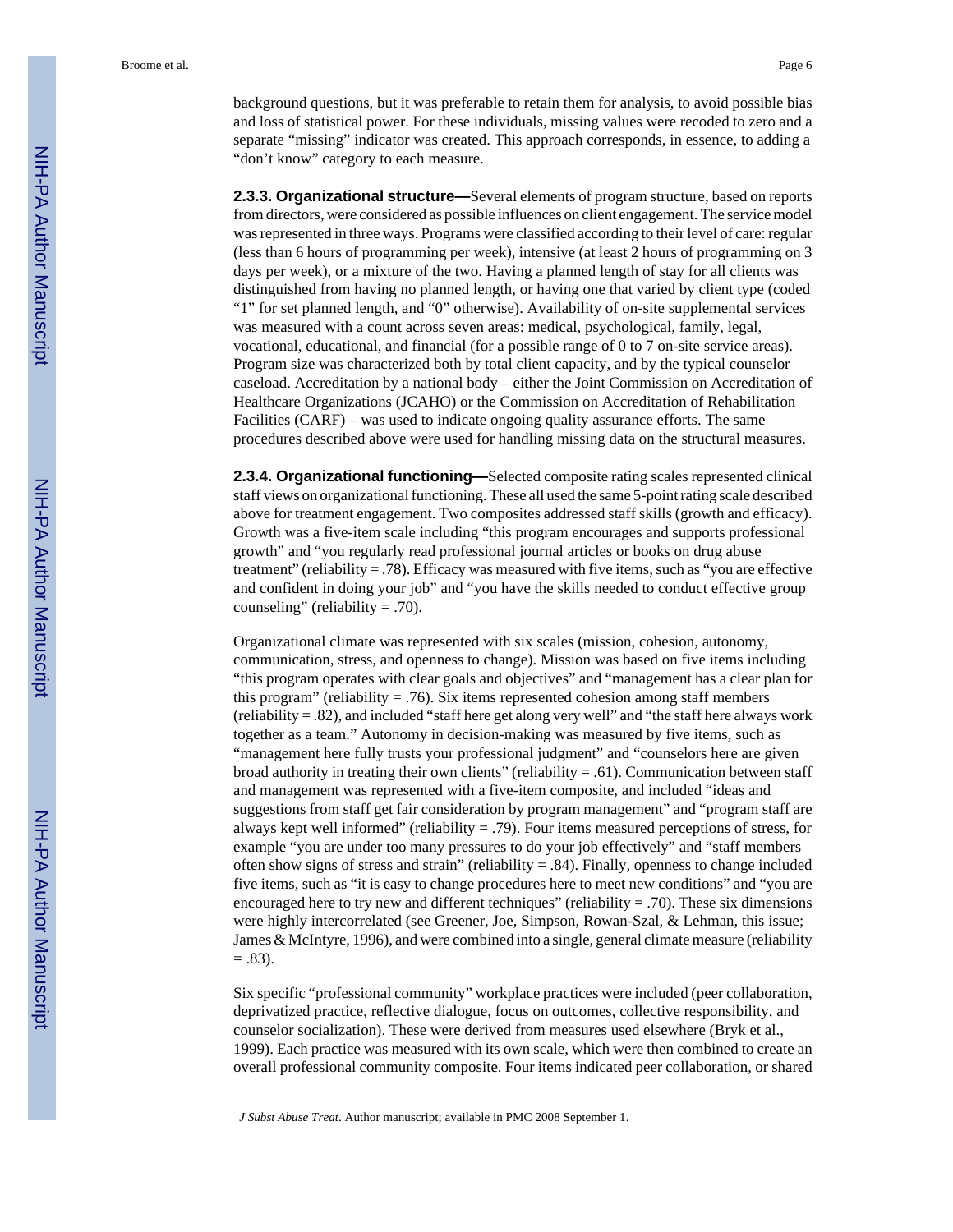background questions, but it was preferable to retain them for analysis, to avoid possible bias and loss of statistical power. For these individuals, missing values were recoded to zero and a separate "missing" indicator was created. This approach corresponds, in essence, to adding a "don't know" category to each measure.

**2.3.3. Organizational structure—**Several elements of program structure, based on reports from directors, were considered as possible influences on client engagement. The service model was represented in three ways. Programs were classified according to their level of care: regular (less than 6 hours of programming per week), intensive (at least 2 hours of programming on 3 days per week), or a mixture of the two. Having a planned length of stay for all clients was distinguished from having no planned length, or having one that varied by client type (coded "1" for set planned length, and "0" otherwise). Availability of on-site supplemental services was measured with a count across seven areas: medical, psychological, family, legal, vocational, educational, and financial (for a possible range of 0 to 7 on-site service areas). Program size was characterized both by total client capacity, and by the typical counselor caseload. Accreditation by a national body – either the Joint Commission on Accreditation of Healthcare Organizations (JCAHO) or the Commission on Accreditation of Rehabilitation Facilities (CARF) – was used to indicate ongoing quality assurance efforts. The same procedures described above were used for handling missing data on the structural measures.

**2.3.4. Organizational functioning—**Selected composite rating scales represented clinical staff views on organizational functioning. These all used the same 5-point rating scale described above for treatment engagement. Two composites addressed staff skills (growth and efficacy). Growth was a five-item scale including "this program encourages and supports professional growth" and "you regularly read professional journal articles or books on drug abuse treatment" (reliability = .78). Efficacy was measured with five items, such as "you are effective and confident in doing your job" and "you have the skills needed to conduct effective group counseling" (reliability = .70).

Organizational climate was represented with six scales (mission, cohesion, autonomy, communication, stress, and openness to change). Mission was based on five items including "this program operates with clear goals and objectives" and "management has a clear plan for this program" (reliability = .76). Six items represented cohesion among staff members (reliability = .82), and included "staff here get along very well" and "the staff here always work together as a team." Autonomy in decision-making was measured by five items, such as "management here fully trusts your professional judgment" and "counselors here are given broad authority in treating their own clients" (reliability = .61). Communication between staff and management was represented with a five-item composite, and included "ideas and suggestions from staff get fair consideration by program management" and "program staff are always kept well informed" (reliability = .79). Four items measured perceptions of stress, for example "you are under too many pressures to do your job effectively" and "staff members often show signs of stress and strain" (reliability = .84). Finally, openness to change included five items, such as "it is easy to change procedures here to meet new conditions" and "you are encouraged here to try new and different techniques" (reliability = .70). These six dimensions were highly intercorrelated (see Greener, Joe, Simpson, Rowan-Szal, & Lehman, this issue; James & McIntyre, 1996), and were combined into a single, general climate measure (reliability = .83).

Six specific "professional community" workplace practices were included (peer collaboration, deprivatized practice, reflective dialogue, focus on outcomes, collective responsibility, and counselor socialization). These were derived from measures used elsewhere (Bryk et al., 1999). Each practice was measured with its own scale, which were then combined to create an overall professional community composite. Four items indicated peer collaboration, or shared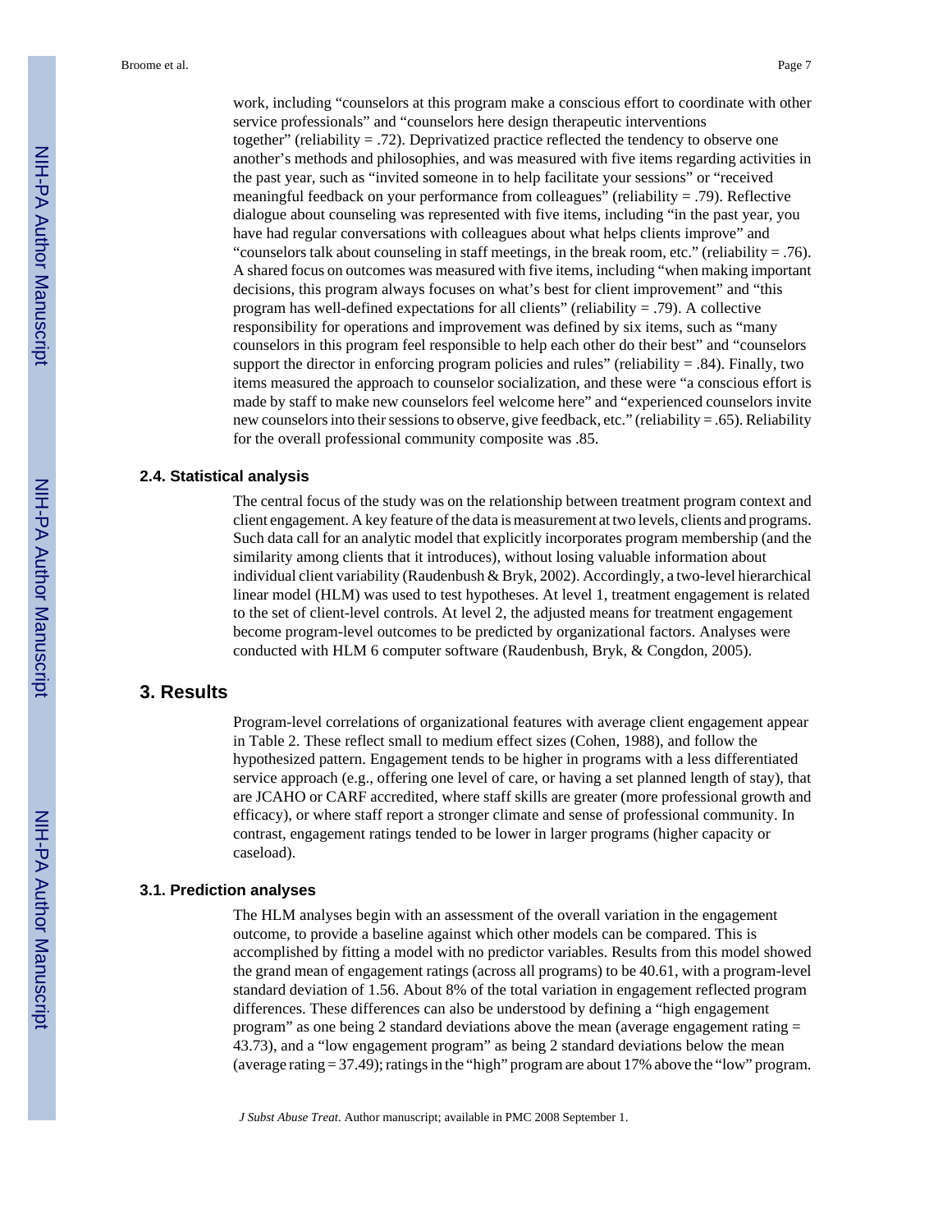work, including "counselors at this program make a conscious effort to coordinate with other service professionals" and "counselors here design therapeutic interventions together" (reliability = .72). Deprivatized practice reflected the tendency to observe one another's methods and philosophies, and was measured with five items regarding activities in the past year, such as "invited someone in to help facilitate your sessions" or "received meaningful feedback on your performance from colleagues" (reliability = .79). Reflective dialogue about counseling was represented with five items, including "in the past year, you have had regular conversations with colleagues about what helps clients improve" and "counselors talk about counseling in staff meetings, in the break room, etc." (reliability = .76). A shared focus on outcomes was measured with five items, including "when making important decisions, this program always focuses on what's best for client improvement" and "this program has well-defined expectations for all clients" (reliability = .79). A collective responsibility for operations and improvement was defined by six items, such as "many counselors in this program feel responsible to help each other do their best" and "counselors support the director in enforcing program policies and rules" (reliability = .84). Finally, two items measured the approach to counselor socialization, and these were "a conscious effort is made by staff to make new counselors feel welcome here" and "experienced counselors invite new counselors into their sessions to observe, give feedback, etc." (reliability = .65). Reliability for the overall professional community composite was .85.

### 2.4. Statistical analysis

The central focus of the study was on the relationship between treatment program context and client engagement. A key feature of the data is measurement at two levels, clients and programs. Such data call for an analytic model that explicitly incorporates program membership (and the similarity among clients that it introduces), without losing valuable information about individual client variability (Raudenbush & Bryk, 2002). Accordingly, a two-level hierarchical linear model (HLM) was used to test hypotheses. At level 1, treatment engagement is related to the set of client-level controls. At level 2, the adjusted means for treatment engagement become program-level outcomes to be predicted by organizational factors. Analyses were conducted with HLM 6 computer software (Raudenbush, Bryk, & Congdon, 2005).

## 3. Results

Program-level correlations of organizational features with average client engagement appear in Table 2. These reflect small to medium effect sizes (Cohen, 1988), and follow the hypothesized pattern. Engagement tends to be higher in programs with a less differentiated service approach (e.g., offering one level of care, or having a set planned length of stay), that are JCAHO or CARF accredited, where staff skills are greater (more professional growth and efficacy), or where staff report a stronger climate and sense of professional community. In contrast, engagement ratings tended to be lower in larger programs (higher capacity or caseload).

### 3.1. Prediction analyses

The HLM analyses begin with an assessment of the overall variation in the engagement outcome, to provide a baseline against which other models can be compared. This is accomplished by fitting a model with no predictor variables. Results from this model showed the grand mean of engagement ratings (across all programs) to be 40.61, with a program-level standard deviation of 1.56. About 8% of the total variation in engagement reflected program differences. These differences can also be understood by defining a "high engagement program" as one being 2 standard deviations above the mean (average engagement rating = 43.73), and a "low engagement program" as being 2 standard deviations below the mean (average rating = 37.49); ratings in the "high" program are about 17% above the "low" program.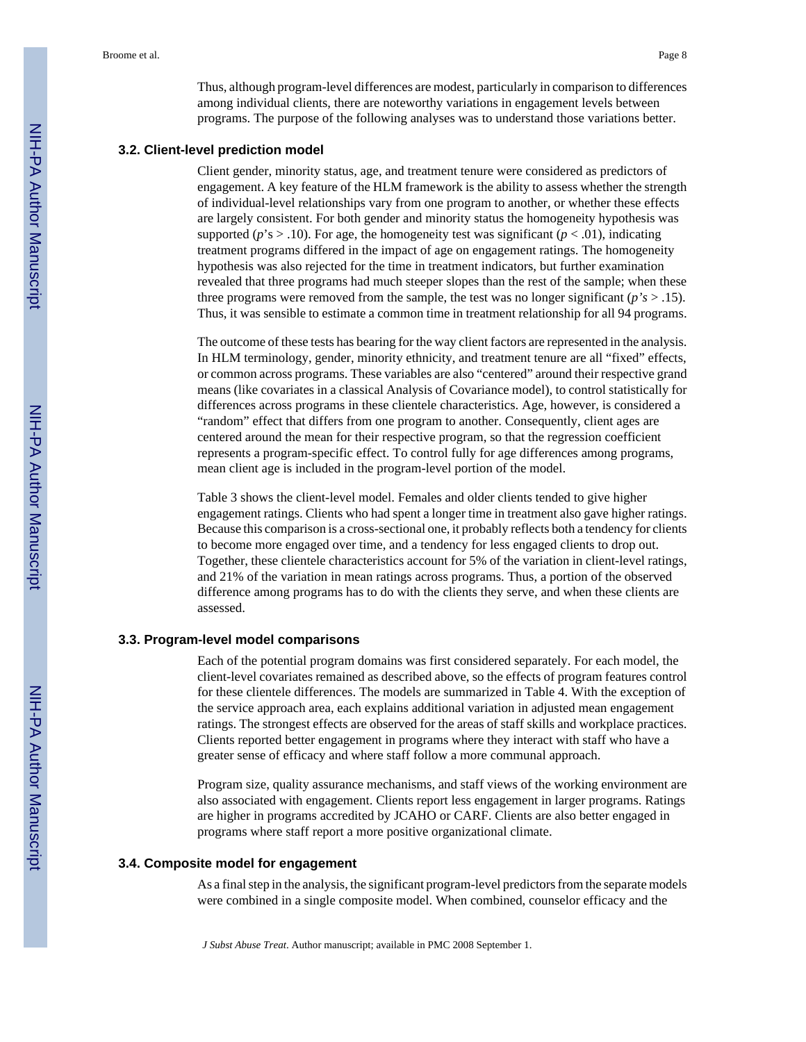Thus, although program-level differences are modest, particularly in comparison to differences among individual clients, there are noteworthy variations in engagement levels between programs. The purpose of the following analyses was to understand those variations better.

### 3.2. Client-level prediction model

Client gender, minority status, age, and treatment tenure were considered as predictors of engagement. A key feature of the HLM framework is the ability to assess whether the strength of individual-level relationships vary from one program to another, or whether these effects are largely consistent. For both gender and minority status the homogeneity hypothesis was supported ($p$'s $> .10$). For age, the homogeneity test was significant ($p < .01$), indicating treatment programs differed in the impact of age on engagement ratings. The homogeneity hypothesis was also rejected for the time in treatment indicators, but further examination revealed that three programs had much steeper slopes than the rest of the sample; when these three programs were removed from the sample, the test was no longer significant (*p's* $> .15$). Thus, it was sensible to estimate a common time in treatment relationship for all 94 programs.

The outcome of these tests has bearing for the way client factors are represented in the analysis. In HLM terminology, gender, minority ethnicity, and treatment tenure are all "fixed" effects, or common across programs. These variables are also "centered" around their respective grand means (like covariates in a classical Analysis of Covariance model), to control statistically for differences across programs in these clientele characteristics. Age, however, is considered a "random" effect that differs from one program to another. Consequently, client ages are centered around the mean for their respective program, so that the regression coefficient represents a program-specific effect. To control fully for age differences among programs, mean client age is included in the program-level portion of the model.

Table 3 shows the client-level model. Females and older clients tended to give higher engagement ratings. Clients who had spent a longer time in treatment also gave higher ratings. Because this comparison is a cross-sectional one, it probably reflects both a tendency for clients to become more engaged over time, and a tendency for less engaged clients to drop out. Together, these clientele characteristics account for 5% of the variation in client-level ratings, and 21% of the variation in mean ratings across programs. Thus, a portion of the observed difference among programs has to do with the clients they serve, and when these clients are assessed.

### 3.3. Program-level model comparisons

Each of the potential program domains was first considered separately. For each model, the client-level covariates remained as described above, so the effects of program features control for these clientele differences. The models are summarized in Table 4. With the exception of the service approach area, each explains additional variation in adjusted mean engagement ratings. The strongest effects are observed for the areas of staff skills and workplace practices. Clients reported better engagement in programs where they interact with staff who have a greater sense of efficacy and where staff follow a more communal approach.

Program size, quality assurance mechanisms, and staff views of the working environment are also associated with engagement. Clients report less engagement in larger programs. Ratings are higher in programs accredited by JCAHO or CARF. Clients are also better engaged in programs where staff report a more positive organizational climate.

### 3.4. Composite model for engagement

As a final step in the analysis, the significant program-level predictors from the separate models were combined in a single composite model. When combined, counselor efficacy and the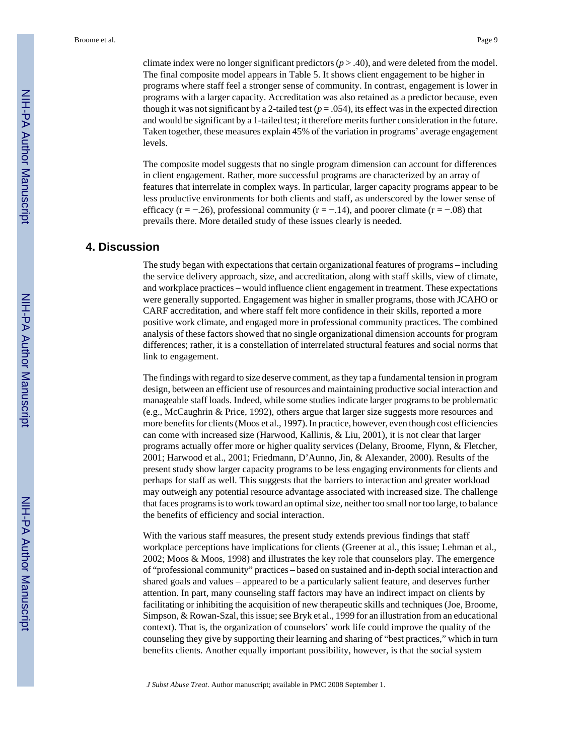climate index were no longer significant predictors ($p > .40$), and were deleted from the model. The final composite model appears in Table 5. It shows client engagement to be higher in programs where staff feel a stronger sense of community. In contrast, engagement is lower in programs with a larger capacity. Accreditation was also retained as a predictor because, even though it was not significant by a 2-tailed test ($p = .054$), its effect was in the expected direction and would be significant by a 1-tailed test; it therefore merits further consideration in the future. Taken together, these measures explain 45% of the variation in programs' average engagement levels.

The composite model suggests that no single program dimension can account for differences in client engagement. Rather, more successful programs are characterized by an array of features that interrelate in complex ways. In particular, larger capacity programs appear to be less productive environments for both clients and staff, as underscored by the lower sense of efficacy ($r = -.26$), professional community ($r = -.14$), and poorer climate ($r = -.08$) that prevails there. More detailed study of these issues clearly is needed.

## 4. Discussion

The study began with expectations that certain organizational features of programs – including the service delivery approach, size, and accreditation, along with staff skills, view of climate, and workplace practices – would influence client engagement in treatment. These expectations were generally supported. Engagement was higher in smaller programs, those with JCAHO or CARF accreditation, and where staff felt more confidence in their skills, reported a more positive work climate, and engaged more in professional community practices. The combined analysis of these factors showed that no single organizational dimension accounts for program differences; rather, it is a constellation of interrelated structural features and social norms that link to engagement.

The findings with regard to size deserve comment, as they tap a fundamental tension in program design, between an efficient use of resources and maintaining productive social interaction and manageable staff loads. Indeed, while some studies indicate larger programs to be problematic (e.g., McCaughrin & Price, 1992), others argue that larger size suggests more resources and more benefits for clients (Moos et al., 1997). In practice, however, even though cost efficiencies can come with increased size (Harwood, Kallinis, & Liu, 2001), it is not clear that larger programs actually offer more or higher quality services (Delany, Broome, Flynn, & Fletcher, 2001; Harwood et al., 2001; Friedmann, D'Aunno, Jin, & Alexander, 2000). Results of the present study show larger capacity programs to be less engaging environments for clients and perhaps for staff as well. This suggests that the barriers to interaction and greater workload may outweigh any potential resource advantage associated with increased size. The challenge that faces programs is to work toward an optimal size, neither too small nor too large, to balance the benefits of efficiency and social interaction.

With the various staff measures, the present study extends previous findings that staff workplace perceptions have implications for clients (Greener at al., this issue; Lehman et al., 2002; Moos & Moos, 1998) and illustrates the key role that counselors play. The emergence of "professional community" practices – based on sustained and in-depth social interaction and shared goals and values – appeared to be a particularly salient feature, and deserves further attention. In part, many counseling staff factors may have an indirect impact on clients by facilitating or inhibiting the acquisition of new therapeutic skills and techniques (Joe, Broome, Simpson, & Rowan-Szal, this issue; see Bryk et al., 1999 for an illustration from an educational context). That is, the organization of counselors' work life could improve the quality of the counseling they give by supporting their learning and sharing of "best practices," which in turn benefits clients. Another equally important possibility, however, is that the social system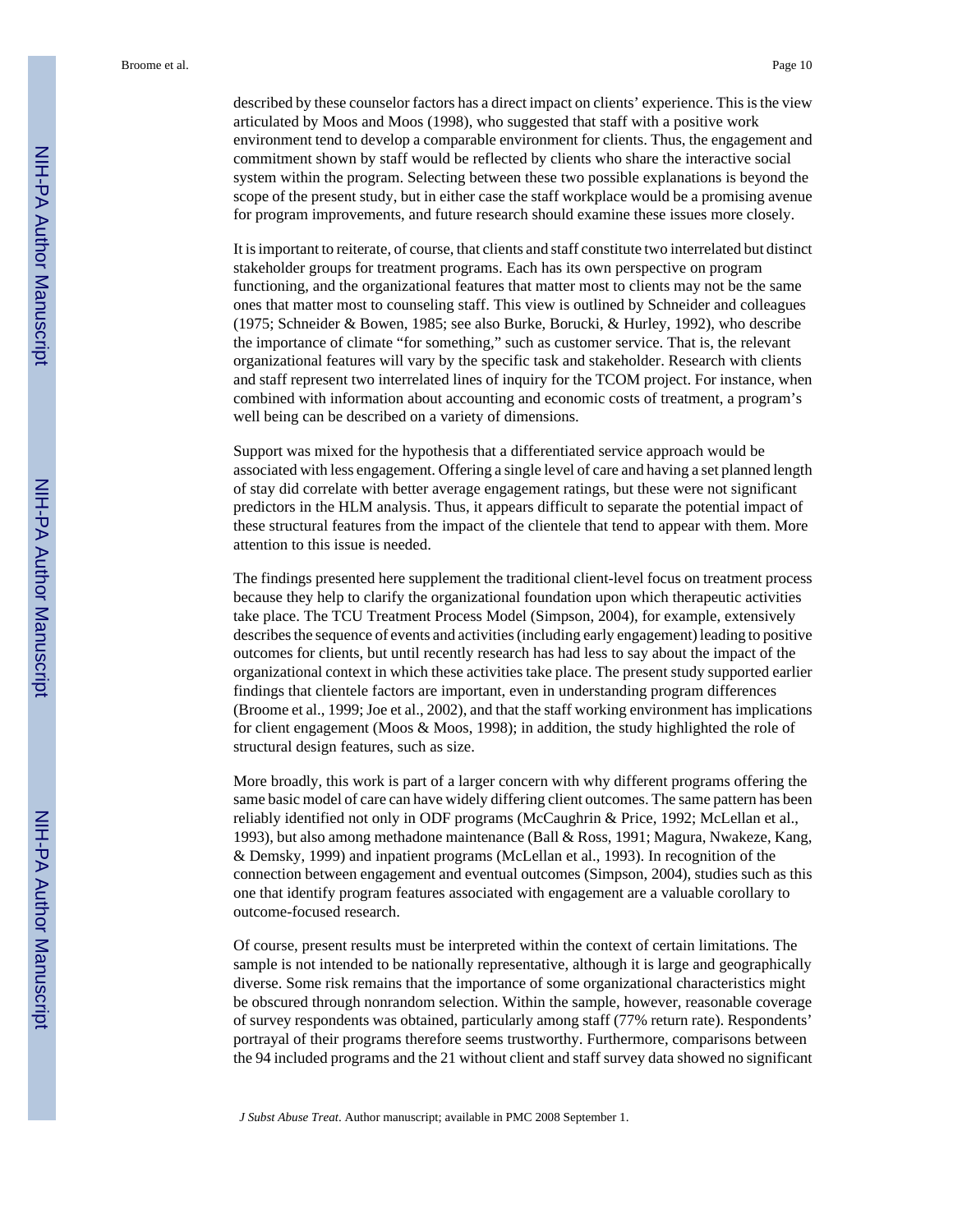described by these counselor factors has a direct impact on clients' experience. This is the view articulated by Moos and Moos (1998), who suggested that staff with a positive work environment tend to develop a comparable environment for clients. Thus, the engagement and commitment shown by staff would be reflected by clients who share the interactive social system within the program. Selecting between these two possible explanations is beyond the scope of the present study, but in either case the staff workplace would be a promising avenue for program improvements, and future research should examine these issues more closely.

It is important to reiterate, of course, that clients and staff constitute two interrelated but distinct stakeholder groups for treatment programs. Each has its own perspective on program functioning, and the organizational features that matter most to clients may not be the same ones that matter most to counseling staff. This view is outlined by Schneider and colleagues (1975; Schneider & Bowen, 1985; see also Burke, Borucki, & Hurley, 1992), who describe the importance of climate "for something," such as customer service. That is, the relevant organizational features will vary by the specific task and stakeholder. Research with clients and staff represent two interrelated lines of inquiry for the TCOM project. For instance, when combined with information about accounting and economic costs of treatment, a program's well being can be described on a variety of dimensions.

Support was mixed for the hypothesis that a differentiated service approach would be associated with less engagement. Offering a single level of care and having a set planned length of stay did correlate with better average engagement ratings, but these were not significant predictors in the HLM analysis. Thus, it appears difficult to separate the potential impact of these structural features from the impact of the clientele that tend to appear with them. More attention to this issue is needed.

The findings presented here supplement the traditional client-level focus on treatment process because they help to clarify the organizational foundation upon which therapeutic activities take place. The TCU Treatment Process Model (Simpson, 2004), for example, extensively describes the sequence of events and activities (including early engagement) leading to positive outcomes for clients, but until recently research has had less to say about the impact of the organizational context in which these activities take place. The present study supported earlier findings that clientele factors are important, even in understanding program differences (Broome et al., 1999; Joe et al., 2002), and that the staff working environment has implications for client engagement (Moos & Moos, 1998); in addition, the study highlighted the role of structural design features, such as size.

More broadly, this work is part of a larger concern with why different programs offering the same basic model of care can have widely differing client outcomes. The same pattern has been reliably identified not only in ODF programs (McCaughrin & Price, 1992; McLellan et al., 1993), but also among methadone maintenance (Ball & Ross, 1991; Magura, Nwakeze, Kang, & Demsky, 1999) and inpatient programs (McLellan et al., 1993). In recognition of the connection between engagement and eventual outcomes (Simpson, 2004), studies such as this one that identify program features associated with engagement are a valuable corollary to outcome-focused research.

Of course, present results must be interpreted within the context of certain limitations. The sample is not intended to be nationally representative, although it is large and geographically diverse. Some risk remains that the importance of some organizational characteristics might be obscured through nonrandom selection. Within the sample, however, reasonable coverage of survey respondents was obtained, particularly among staff (77% return rate). Respondents' portrayal of their programs therefore seems trustworthy. Furthermore, comparisons between the 94 included programs and the 21 without client and staff survey data showed no significant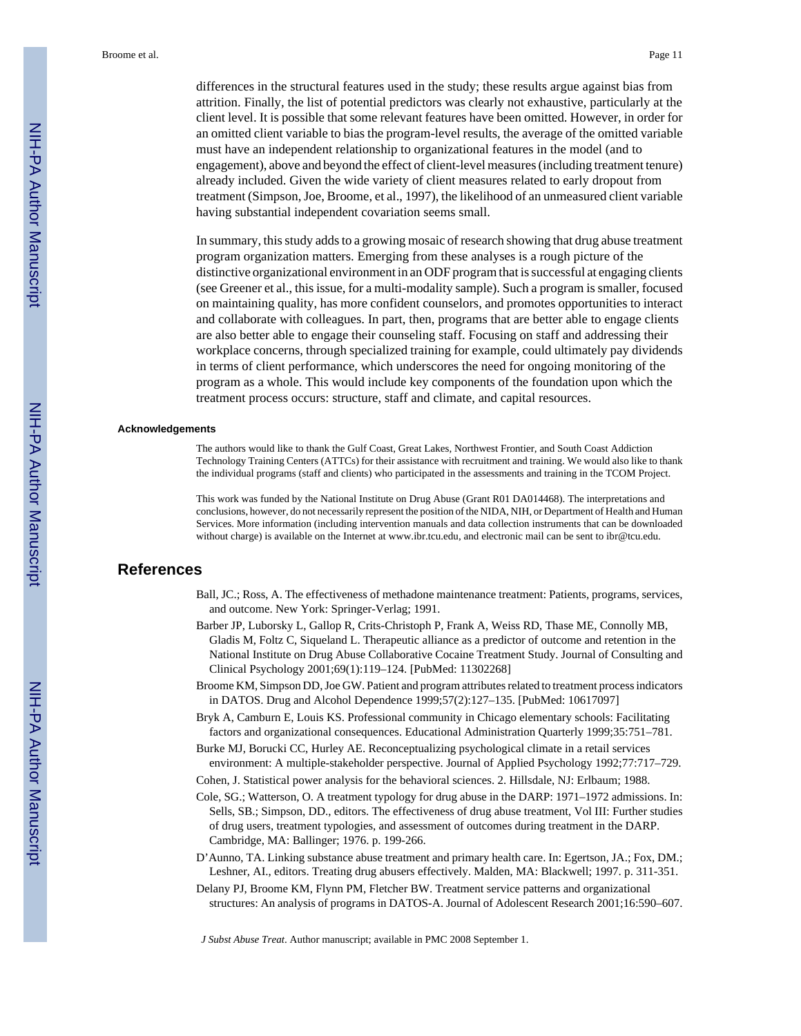differences in the structural features used in the study; these results argue against bias from attrition. Finally, the list of potential predictors was clearly not exhaustive, particularly at the client level. It is possible that some relevant features have been omitted. However, in order for an omitted client variable to bias the program-level results, the average of the omitted variable must have an independent relationship to organizational features in the model (and to engagement), above and beyond the effect of client-level measures (including treatment tenure) already included. Given the wide variety of client measures related to early dropout from treatment (Simpson, Joe, Broome, et al., 1997), the likelihood of an unmeasured client variable having substantial independent covariation seems small.

In summary, this study adds to a growing mosaic of research showing that drug abuse treatment program organization matters. Emerging from these analyses is a rough picture of the distinctive organizational environment in an ODF program that is successful at engaging clients (see Greener et al., this issue, for a multi-modality sample). Such a program is smaller, focused on maintaining quality, has more confident counselors, and promotes opportunities to interact and collaborate with colleagues. In part, then, programs that are better able to engage clients are also better able to engage their counseling staff. Focusing on staff and addressing their workplace concerns, through specialized training for example, could ultimately pay dividends in terms of client performance, which underscores the need for ongoing monitoring of the program as a whole. This would include key components of the foundation upon which the treatment process occurs: structure, staff and climate, and capital resources.

### Acknowledgements

The authors would like to thank the Gulf Coast, Great Lakes, Northwest Frontier, and South Coast Addiction Technology Training Centers (ATTCs) for their assistance with recruitment and training. We would also like to thank the individual programs (staff and clients) who participated in the assessments and training in the TCOM Project.

This work was funded by the National Institute on Drug Abuse (Grant R01 DA014468). The interpretations and conclusions, however, do not necessarily represent the position of the NIDA, NIH, or Department of Health and Human Services. More information (including intervention manuals and data collection instruments that can be downloaded without charge) is available on the Internet at www.ibr.tcu.edu, and electronic mail can be sent to ibr@tcu.edu.

## References

Ball, JC.; Ross, A. The effectiveness of methadone maintenance treatment: Patients, programs, services, and outcome. New York: Springer-Verlag; 1991.

Barber JP, Luborsky L, Gallop R, Crits-Christoph P, Frank A, Weiss RD, Thase ME, Connolly MB, Gladis M, Foltz C, Siqueland L. Therapeutic alliance as a predictor of outcome and retention in the National Institute on Drug Abuse Collaborative Cocaine Treatment Study. Journal of Consulting and Clinical Psychology 2001;69(1):119–124. [PubMed: 11302268]

Broome KM, Simpson DD, Joe GW. Patient and program attributes related to treatment process indicators in DATOS. Drug and Alcohol Dependence 1999;57(2):127–135. [PubMed: 10617097]

Bryk A, Camburn E, Louis KS. Professional community in Chicago elementary schools: Facilitating factors and organizational consequences. Educational Administration Quarterly 1999;35:751–781.

Burke MJ, Borucki CC, Hurley AE. Reconceptualizing psychological climate in a retail services environment: A multiple-stakeholder perspective. Journal of Applied Psychology 1992;77:717–729.

Cohen, J. Statistical power analysis for the behavioral sciences. 2. Hillsdale, NJ: Erlbaum; 1988.

Cole, SG.; Watterson, O. A treatment typology for drug abuse in the DARP: 1971–1972 admissions. In: Sells, SB.; Simpson, DD., editors. The effectiveness of drug abuse treatment, Vol III: Further studies of drug users, treatment typologies, and assessment of outcomes during treatment in the DARP. Cambridge, MA: Ballinger; 1976. p. 199-266.

D'Aunno, TA. Linking substance abuse treatment and primary health care. In: Egertson, JA.; Fox, DM.; Leshner, AI., editors. Treating drug abusers effectively. Malden, MA: Blackwell; 1997. p. 311-351.

Delany PJ, Broome KM, Flynn PM, Fletcher BW. Treatment service patterns and organizational structures: An analysis of programs in DATOS-A. Journal of Adolescent Research 2001;16:590–607.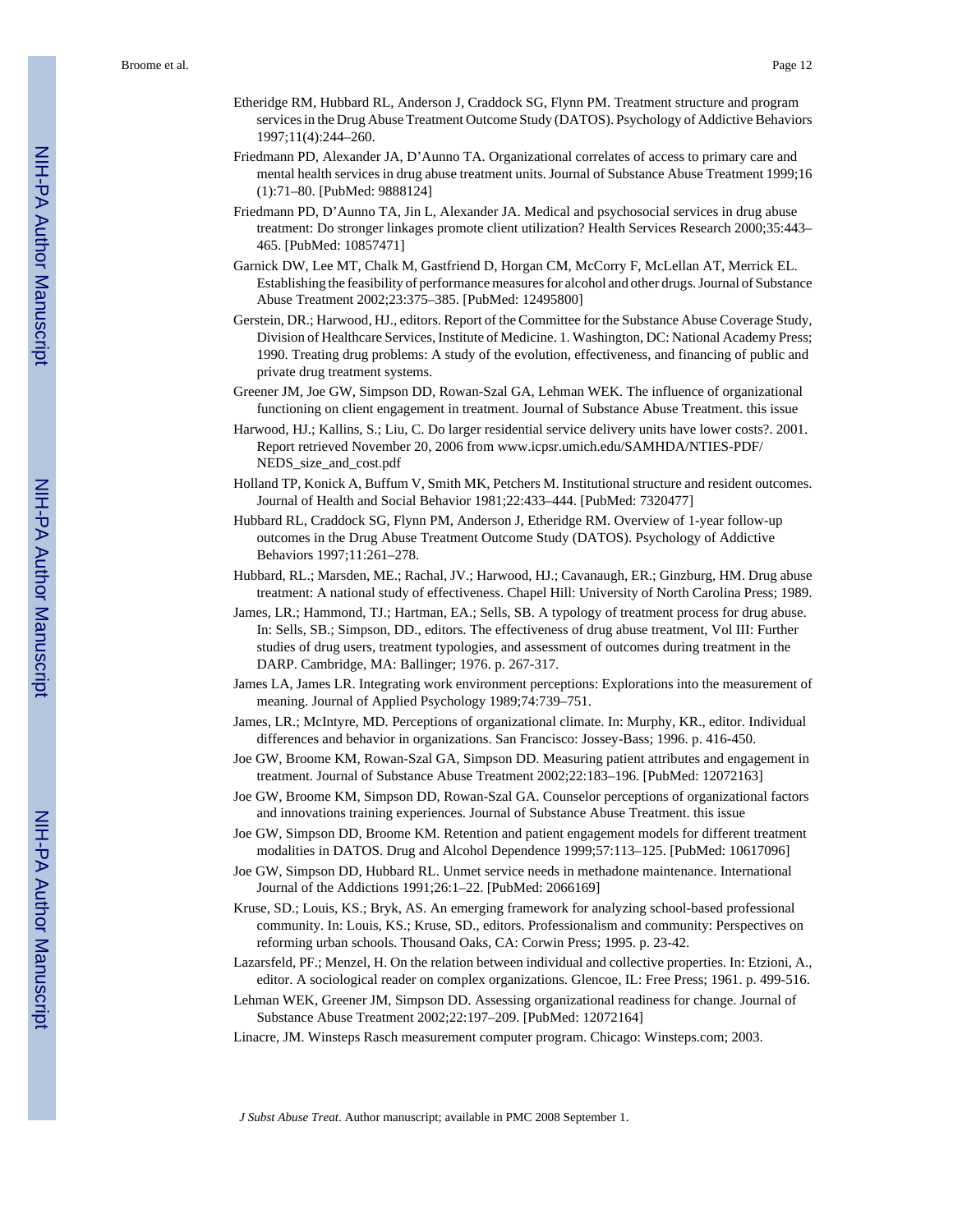Etheridge RM, Hubbard RL, Anderson J, Craddock SG, Flynn PM. Treatment structure and program services in the Drug Abuse Treatment Outcome Study (DATOS). Psychology of Addictive Behaviors 1997;11(4):244–260.

Friedmann PD, Alexander JA, D'Aunno TA. Organizational correlates of access to primary care and mental health services in drug abuse treatment units. Journal of Substance Abuse Treatment 1999;16 (1):71–80. [PubMed: 9888124]

Friedmann PD, D'Aunno TA, Jin L, Alexander JA. Medical and psychosocial services in drug abuse treatment: Do stronger linkages promote client utilization? Health Services Research 2000;35:443–465. [PubMed: 10857471]

Garnick DW, Lee MT, Chalk M, Gastfriend D, Horgan CM, McCorry F, McLellan AT, Merrick EL. Establishing the feasibility of performance measures for alcohol and other drugs. Journal of Substance Abuse Treatment 2002;23:375–385. [PubMed: 12495800]

Gerstein, DR.; Harwood, HJ., editors. Report of the Committee for the Substance Abuse Coverage Study, Division of Healthcare Services, Institute of Medicine. 1. Washington, DC: National Academy Press; 1990. Treating drug problems: A study of the evolution, effectiveness, and financing of public and private drug treatment systems.

Greener JM, Joe GW, Simpson DD, Rowan-Szal GA, Lehman WEK. The influence of organizational functioning on client engagement in treatment. Journal of Substance Abuse Treatment. this issue

Harwood, HJ.; Kallins, S.; Liu, C. Do larger residential service delivery units have lower costs?. 2001. Report retrieved November 20, 2006 from www.icpsr.umich.edu/SAMHDA/NTIES-PDF/NEDS_size_and_cost.pdf

Holland TP, Konick A, Buffum V, Smith MK, Petchers M. Institutional structure and resident outcomes. Journal of Health and Social Behavior 1981;22:433–444. [PubMed: 7320477]

Hubbard RL, Craddock SG, Flynn PM, Anderson J, Etheridge RM. Overview of 1-year follow-up outcomes in the Drug Abuse Treatment Outcome Study (DATOS). Psychology of Addictive Behaviors 1997;11:261–278.

Hubbard, RL.; Marsden, ME.; Rachal, JV.; Harwood, HJ.; Cavanaugh, ER.; Ginzburg, HM. Drug abuse treatment: A national study of effectiveness. Chapel Hill: University of North Carolina Press; 1989.

James, LR.; Hammond, TJ.; Hartman, EA.; Sells, SB. A typology of treatment process for drug abuse. In: Sells, SB.; Simpson, DD., editors. The effectiveness of drug abuse treatment, Vol III: Further studies of drug users, treatment typologies, and assessment of outcomes during treatment in the DARP. Cambridge, MA: Ballinger; 1976. p. 267-317.

James LA, James LR. Integrating work environment perceptions: Explorations into the measurement of meaning. Journal of Applied Psychology 1989;74:739–751.

James, LR.; McIntyre, MD. Perceptions of organizational climate. In: Murphy, KR., editor. Individual differences and behavior in organizations. San Francisco: Jossey-Bass; 1996. p. 416-450.

Joe GW, Broome KM, Rowan-Szal GA, Simpson DD. Measuring patient attributes and engagement in treatment. Journal of Substance Abuse Treatment 2002;22:183–196. [PubMed: 12072163]

Joe GW, Broome KM, Simpson DD, Rowan-Szal GA. Counselor perceptions of organizational factors and innovations training experiences. Journal of Substance Abuse Treatment. this issue

Joe GW, Simpson DD, Broome KM. Retention and patient engagement models for different treatment modalities in DATOS. Drug and Alcohol Dependence 1999;57:113–125. [PubMed: 10617096]

Joe GW, Simpson DD, Hubbard RL. Unmet service needs in methadone maintenance. International Journal of the Addictions 1991;26:1–22. [PubMed: 2066169]

Kruse, SD.; Louis, KS.; Bryk, AS. An emerging framework for analyzing school-based professional community. In: Louis, KS.; Kruse, SD., editors. Professionalism and community: Perspectives on reforming urban schools. Thousand Oaks, CA: Corwin Press; 1995. p. 23-42.

Lazarsfeld, PF.; Menzel, H. On the relation between individual and collective properties. In: Etzioni, A., editor. A sociological reader on complex organizations. Glencoe, IL: Free Press; 1961. p. 499-516.

Lehman WEK, Greener JM, Simpson DD. Assessing organizational readiness for change. Journal of Substance Abuse Treatment 2002;22:197–209. [PubMed: 12072164]

Linacre, JM. Winsteps Rasch measurement computer program. Chicago: Winsteps.com; 2003.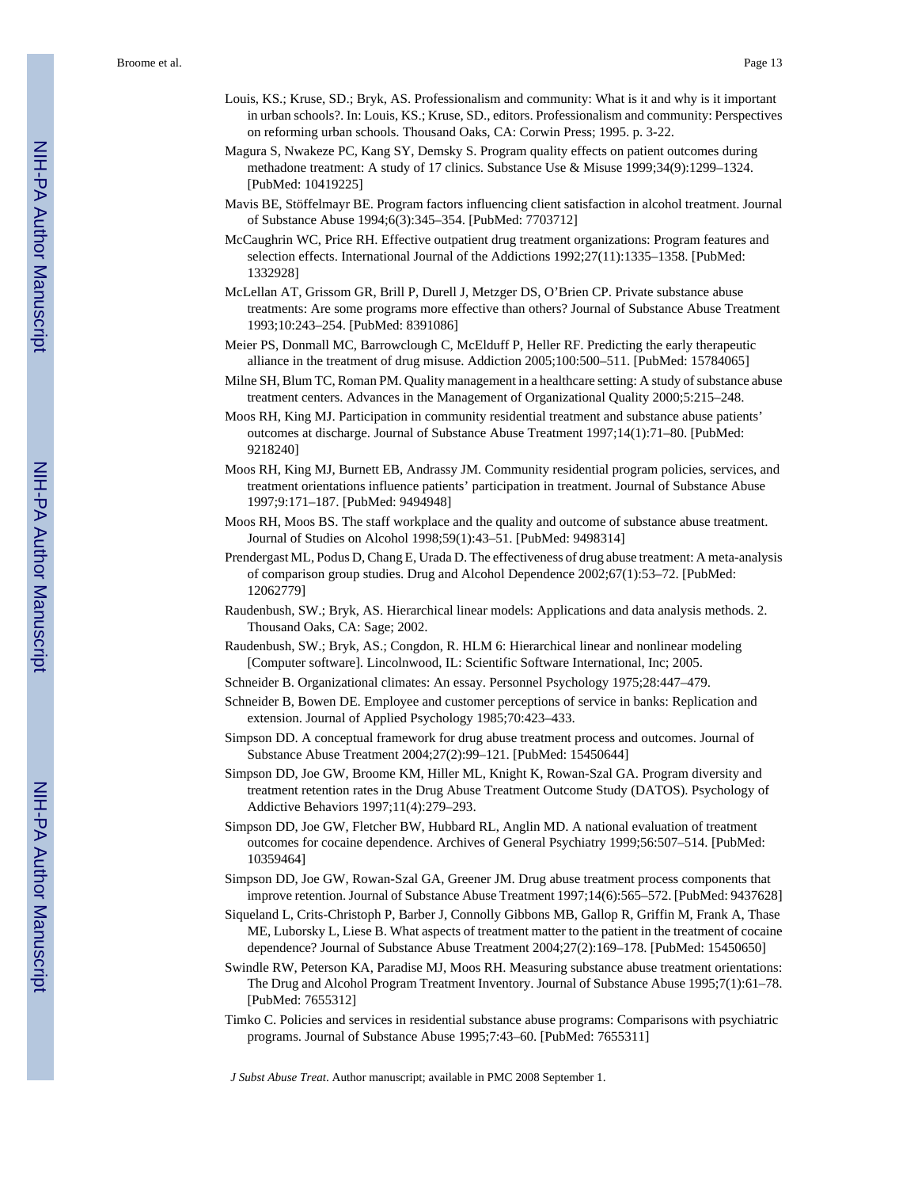Louis, KS.; Kruse, SD.; Bryk, AS. Professionalism and community: What is it and why is it important in urban schools?. In: Louis, KS.; Kruse, SD., editors. Professionalism and community: Perspectives on reforming urban schools. Thousand Oaks, CA: Corwin Press; 1995. p. 3-22.

Magura S, Nwakeze PC, Kang SY, Demsky S. Program quality effects on patient outcomes during methadone treatment: A study of 17 clinics. Substance Use & Misuse 1999;34(9):1299–1324. [PubMed: 10419225]

Mavis BE, Stöffelmayr BE. Program factors influencing client satisfaction in alcohol treatment. Journal of Substance Abuse 1994;6(3):345–354. [PubMed: 7703712]

McCaughrin WC, Price RH. Effective outpatient drug treatment organizations: Program features and selection effects. International Journal of the Addictions 1992;27(11):1335–1358. [PubMed: 1332928]

McLellan AT, Grissom GR, Brill P, Durell J, Metzger DS, O'Brien CP. Private substance abuse treatments: Are some programs more effective than others? Journal of Substance Abuse Treatment 1993;10:243–254. [PubMed: 8391086]

Meier PS, Donmall MC, Barrowclough C, McElduff P, Heller RF. Predicting the early therapeutic alliance in the treatment of drug misuse. Addiction 2005;100:500–511. [PubMed: 15784065]

Milne SH, Blum TC, Roman PM. Quality management in a healthcare setting: A study of substance abuse treatment centers. Advances in the Management of Organizational Quality 2000;5:215–248.

Moos RH, King MJ. Participation in community residential treatment and substance abuse patients' outcomes at discharge. Journal of Substance Abuse Treatment 1997;14(1):71–80. [PubMed: 9218240]

Moos RH, King MJ, Burnett EB, Andrassy JM. Community residential program policies, services, and treatment orientations influence patients' participation in treatment. Journal of Substance Abuse 1997;9:171–187. [PubMed: 9494948]

Moos RH, Moos BS. The staff workplace and the quality and outcome of substance abuse treatment. Journal of Studies on Alcohol 1998;59(1):43–51. [PubMed: 9498314]

Prendergast ML, Podus D, Chang E, Urada D. The effectiveness of drug abuse treatment: A meta-analysis of comparison group studies. Drug and Alcohol Dependence 2002;67(1):53–72. [PubMed: 12062779]

Raudenbush, SW.; Bryk, AS. Hierarchical linear models: Applications and data analysis methods. 2. Thousand Oaks, CA: Sage; 2002.

Raudenbush, SW.; Bryk, AS.; Congdon, R. HLM 6: Hierarchical linear and nonlinear modeling [Computer software]. Lincolnwood, IL: Scientific Software International, Inc; 2005.

Schneider B. Organizational climates: An essay. Personnel Psychology 1975;28:447–479.

Schneider B, Bowen DE. Employee and customer perceptions of service in banks: Replication and extension. Journal of Applied Psychology 1985;70:423–433.

Simpson DD. A conceptual framework for drug abuse treatment process and outcomes. Journal of Substance Abuse Treatment 2004;27(2):99–121. [PubMed: 15450644]

Simpson DD, Joe GW, Broome KM, Hiller ML, Knight K, Rowan-Szal GA. Program diversity and treatment retention rates in the Drug Abuse Treatment Outcome Study (DATOS). Psychology of Addictive Behaviors 1997;11(4):279–293.

Simpson DD, Joe GW, Fletcher BW, Hubbard RL, Anglin MD. A national evaluation of treatment outcomes for cocaine dependence. Archives of General Psychiatry 1999;56:507–514. [PubMed: 10359464]

Simpson DD, Joe GW, Rowan-Szal GA, Greener JM. Drug abuse treatment process components that improve retention. Journal of Substance Abuse Treatment 1997;14(6):565–572. [PubMed: 9437628]

Siqueland L, Crits-Christoph P, Barber J, Connolly Gibbons MB, Gallop R, Griffin M, Frank A, Thase ME, Luborsky L, Liese B. What aspects of treatment matter to the patient in the treatment of cocaine dependence? Journal of Substance Abuse Treatment 2004;27(2):169–178. [PubMed: 15450650]

Swindle RW, Peterson KA, Paradise MJ, Moos RH. Measuring substance abuse treatment orientations: The Drug and Alcohol Program Treatment Inventory. Journal of Substance Abuse 1995;7(1):61–78. [PubMed: 7655312]

Timko C. Policies and services in residential substance abuse programs: Comparisons with psychiatric programs. Journal of Substance Abuse 1995;7:43–60. [PubMed: 7655311]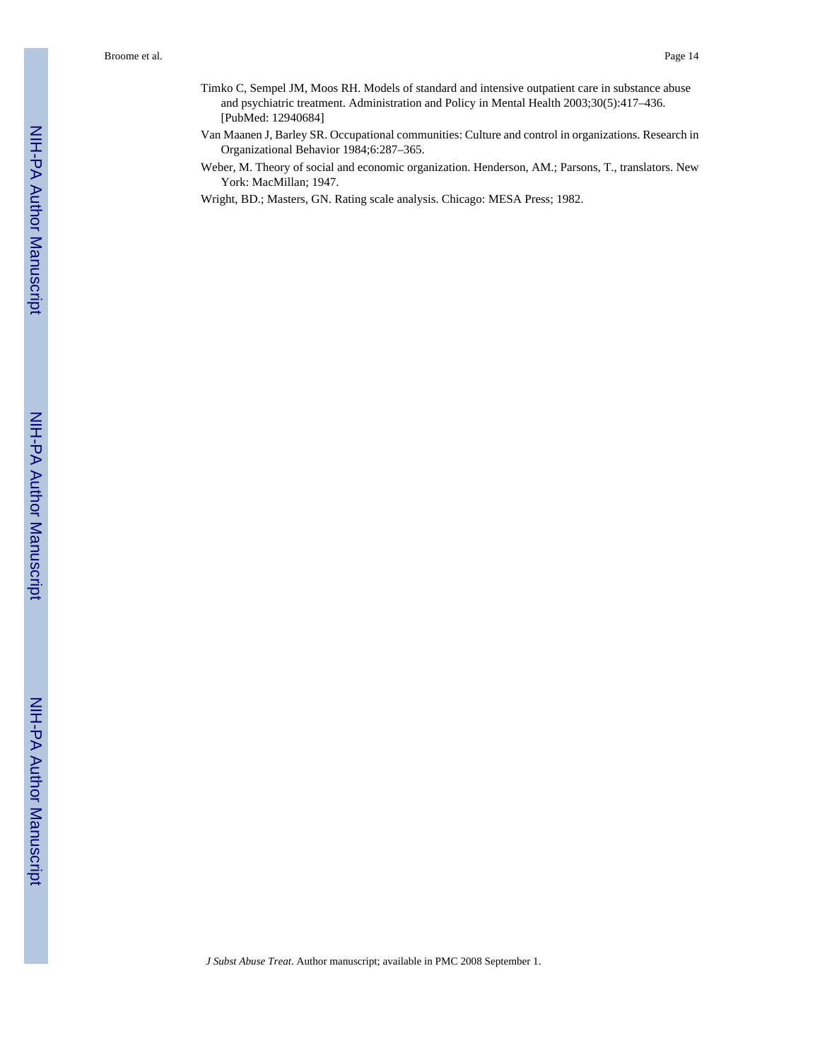Timko C, Sempel JM, Moos RH. Models of standard and intensive outpatient care in substance abuse and psychiatric treatment. Administration and Policy in Mental Health 2003;30(5):417–436. [PubMed: 12940684]

Van Maanen J, Barley SR. Occupational communities: Culture and control in organizations. Research in Organizational Behavior 1984;6:287–365.

Weber, M. Theory of social and economic organization. Henderson, AM.; Parsons, T., translators. New York: MacMillan; 1947.

Wright, BD.; Masters, GN. Rating scale analysis. Chicago: MESA Press; 1982.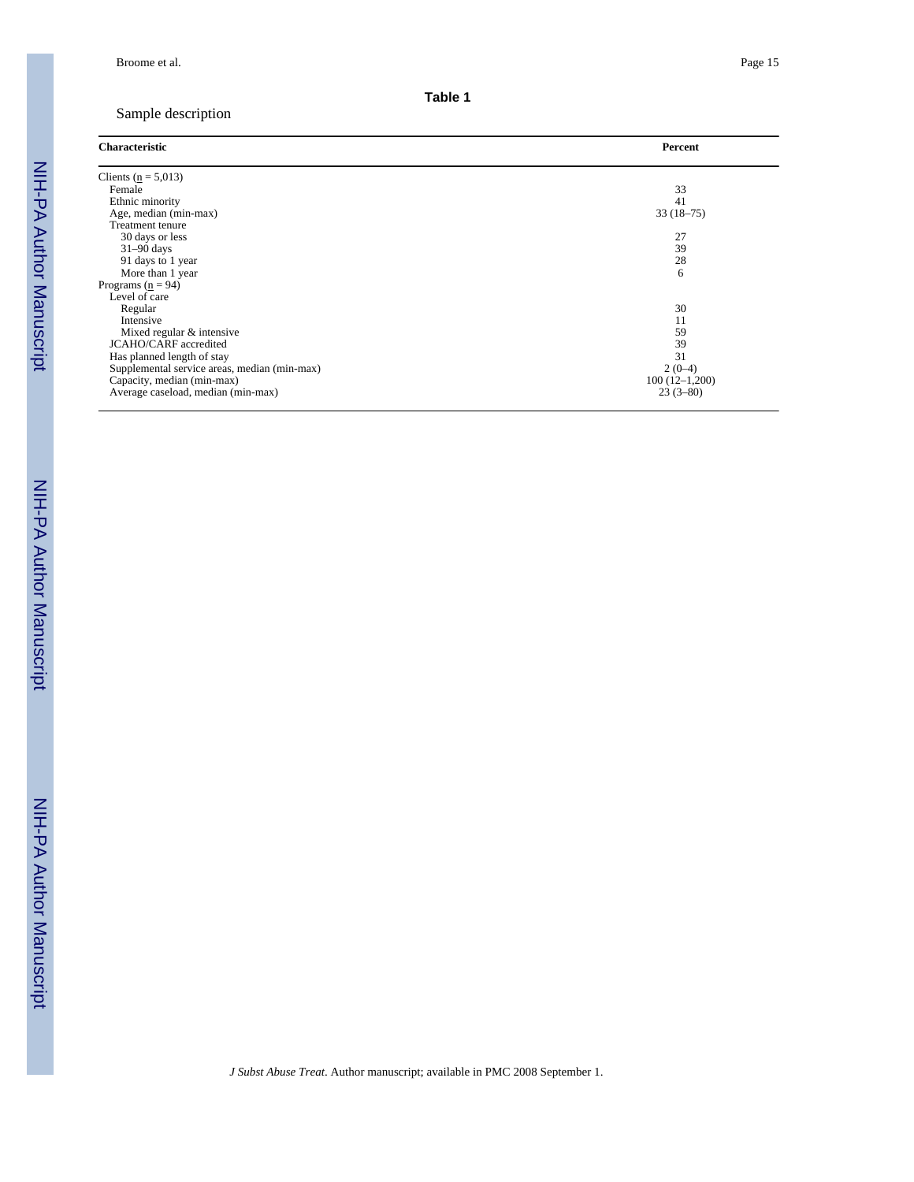**Table 1**

Sample description

| Characteristic | Percent |
| --- | --- |
| Clients (n = 5,013) | |
| Female | 33 |
| Ethnic minority | 41 |
| Age, median (min-max) | 33 (18–75) |
| Treatment tenure | |
| 30 days or less | 27 |
| 31–90 days | 39 |
| 91 days to 1 year | 28 |
| More than 1 year | 6 |
| Programs (n = 94) | |
| Level of care | |
| Regular | 30 |
| Intensive | 11 |
| Mixed regular & intensive | 59 |
| JCAHO/CARF accredited | 39 |
| Has planned length of stay | 31 |
| Supplemental service areas, median (min-max) | 2 (0–4) |
| Capacity, median (min-max) | 100 (12–1,200) |
| Average caseload, median (min-max) | 23 (3–80) |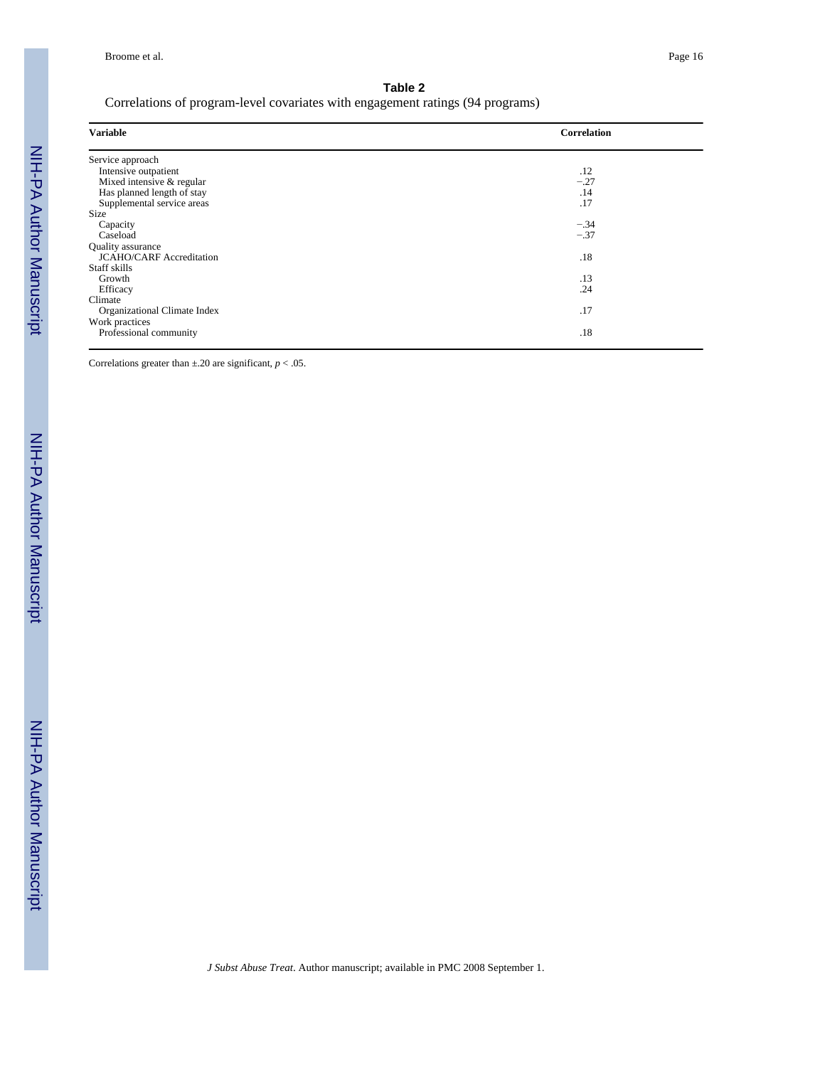**Table 2**

Correlations of program-level covariates with engagement ratings (94 programs)

| Variable | Correlation |
| --- | --- |
| Service approach | |
| Intensive outpatient | .12 |
| Mixed intensive & regular | −.27 |
| Has planned length of stay | .14 |
| Supplemental service areas | .17 |
| Size | |
| Capacity | −.34 |
| Caseload | −.37 |
| Quality assurance | |
| JCAHO/CARF Accreditation | .18 |
| Staff skills | |
| Growth | .13 |
| Efficacy | .24 |
| Climate | |
| Organizational Climate Index | .17 |
| Work practices | |
| Professional community | .18 |

Correlations greater than ±.20 are significant, $p < .05$.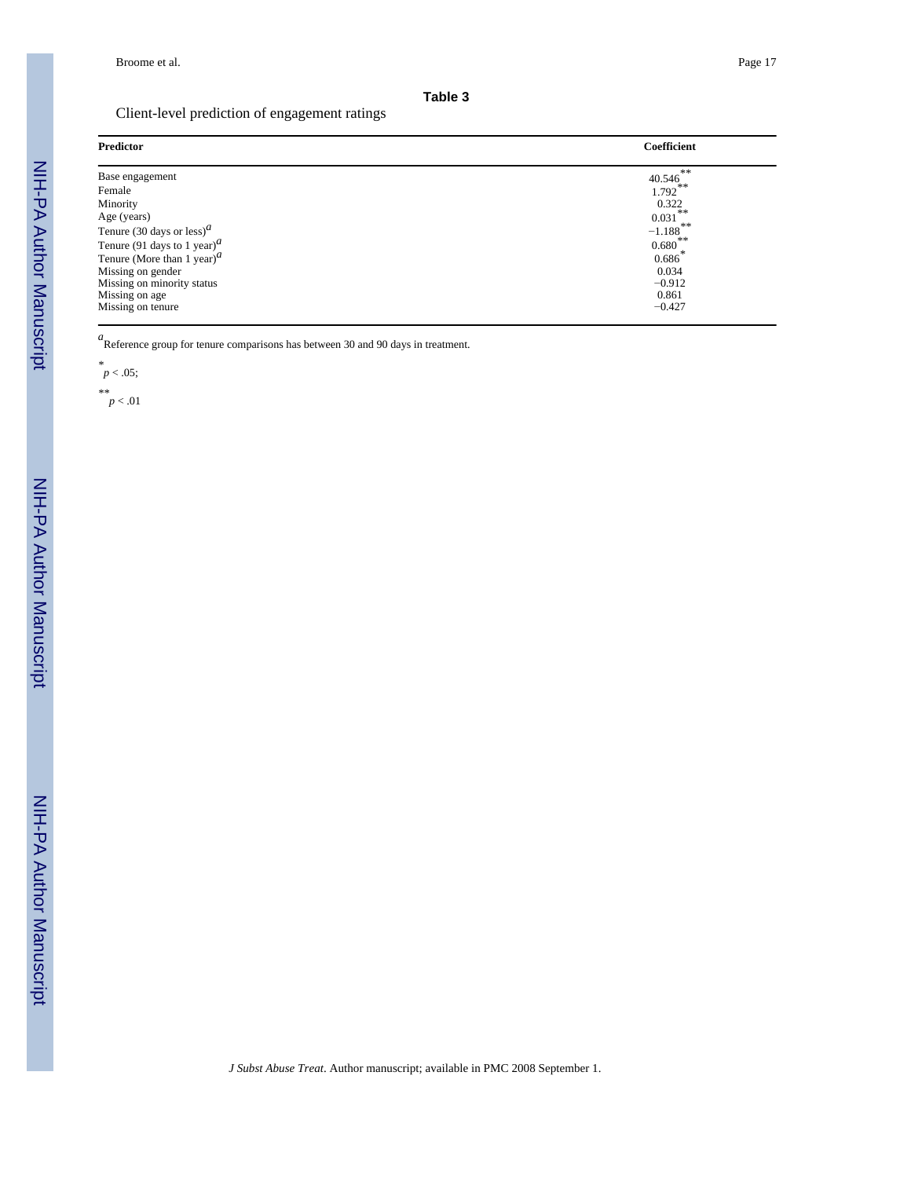**Table 3**

Client-level prediction of engagement ratings

| Predictor | Coefficient |
|---|---|
| Base engagement | 40.546** |
| Female | 1.792** |
| Minority | 0.322 |
| Age (years) | 0.031** |
| Tenure (30 days or less)[a] | −1.188** |
| Tenure (91 days to 1 year)[a] | 0.680** |
| Tenure (More than 1 year)[a] | 0.686* |
| Missing on gender | 0.034 |
| Missing on minority status | −0.912 |
| Missing on age | 0.861 |
| Missing on tenure | −0.427 |

[a] Reference group for tenure comparisons has between 30 and 90 days in treatment.

* $p < .05$;

** $p < .01$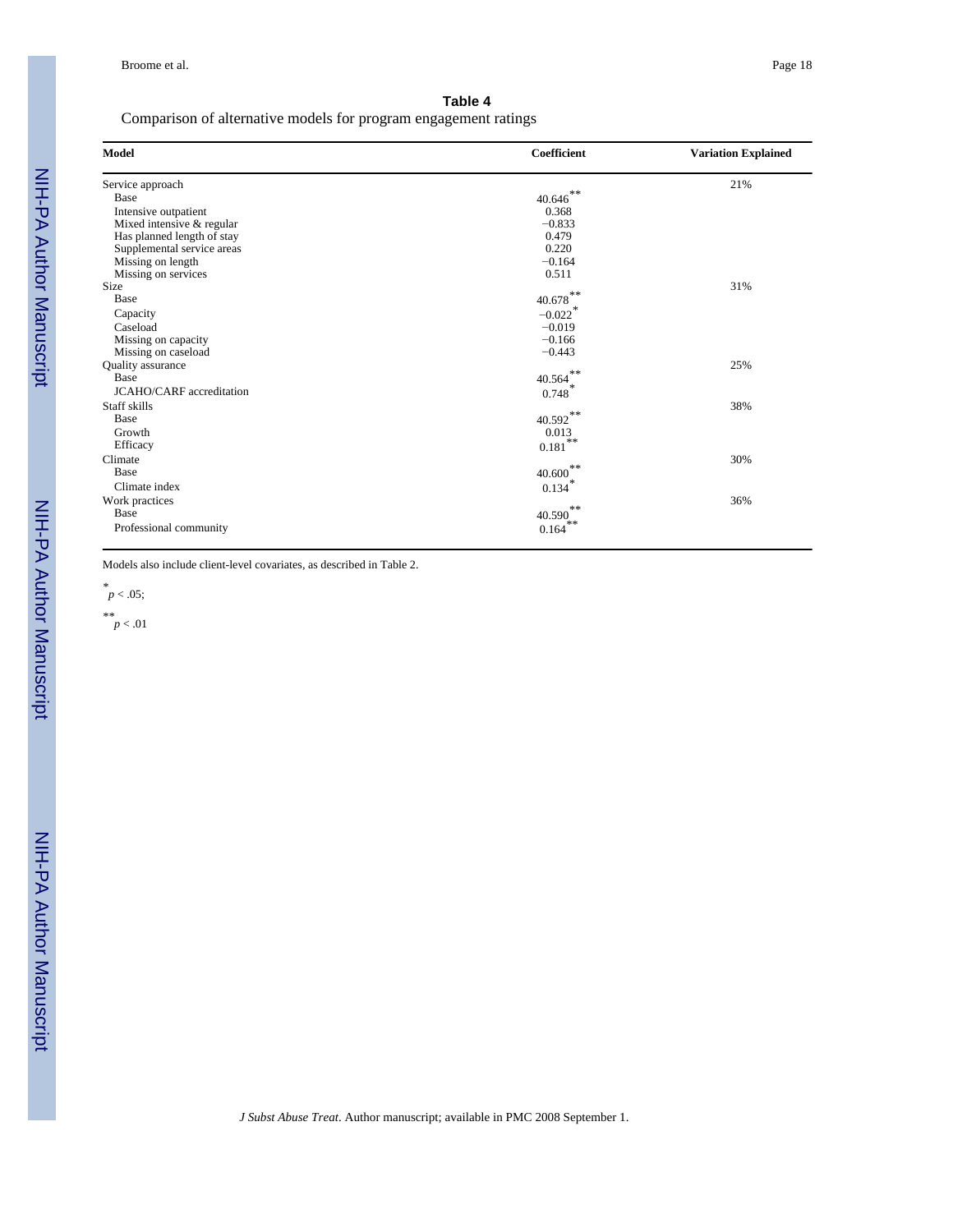**Table 4**

Comparison of alternative models for program engagement ratings

| Model | Coefficient | Variation Explained |
|---|---|---|
| Service approach | | 21% |
| Base | 40.646** | |
| Intensive outpatient | 0.368 | |
| Mixed intensive & regular | −0.833 | |
| Has planned length of stay | 0.479 | |
| Supplemental service areas | 0.220 | |
| Missing on length | −0.164 | |
| Missing on services | 0.511 | |
| Size | | 31% |
| Base | 40.678** | |
| Capacity | −0.022* | |
| Caseload | −0.019 | |
| Missing on capacity | −0.166 | |
| Missing on caseload | −0.443 | |
| Quality assurance | | 25% |
| Base | 40.564** | |
| JCAHO/CARF accreditation | 0.748* | |
| Staff skills | | 38% |
| Base | 40.592** | |
| Growth | 0.013 | |
| Efficacy | 0.181** | |
| Climate | | 30% |
| Base | 40.600** | |
| Climate index | 0.134* | |
| Work practices | | 36% |
| Base | 40.590** | |
| Professional community | 0.164** | |

Models also include client-level covariates, as described in Table 2.

* $p < .05$;

** $p < .01$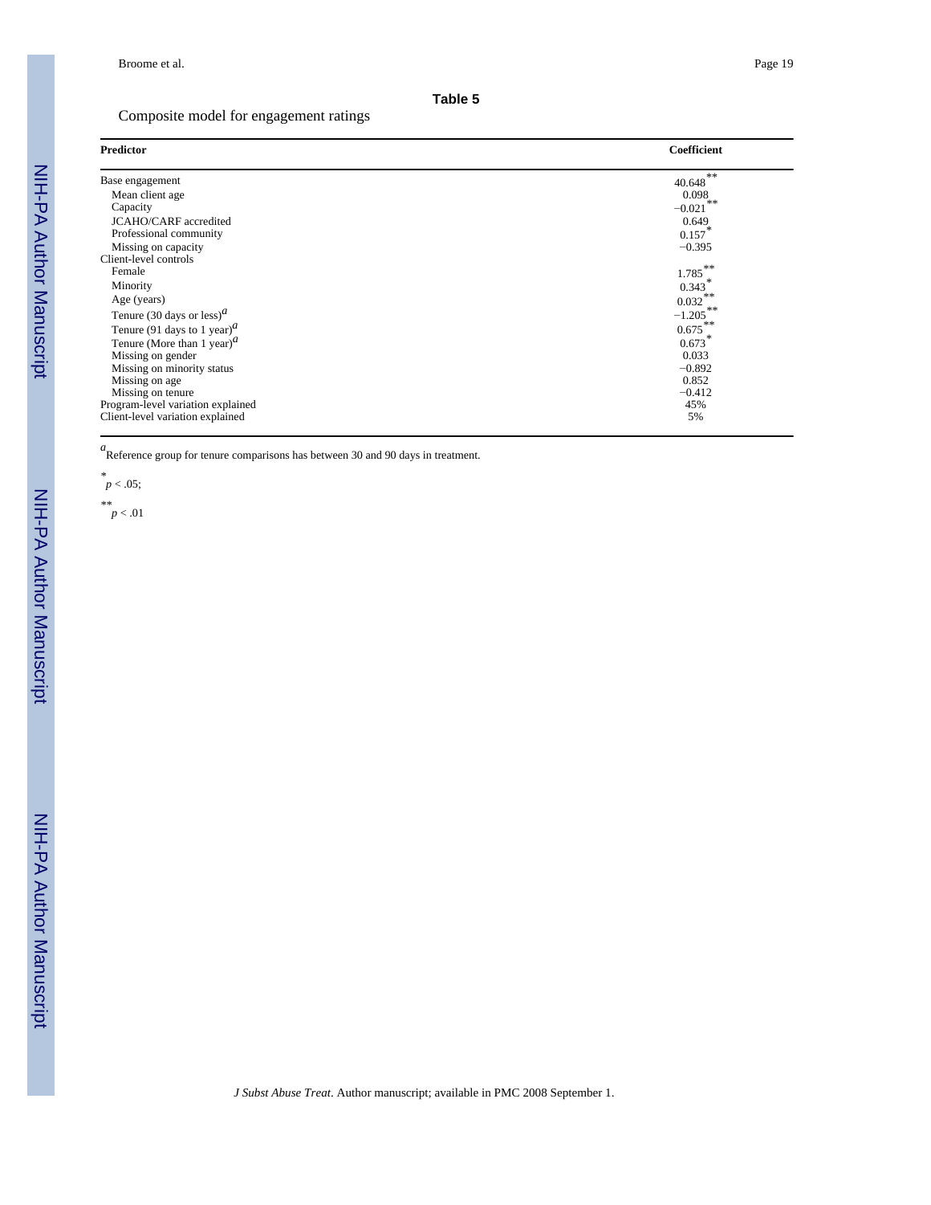**Table 5**

Composite model for engagement ratings

| Predictor | Coefficient |
| --- | --- |
| Base engagement | 40.648** |
| Mean client age | 0.098 |
| Capacity | −0.021** |
| JCAHO/CARF accredited | 0.649 |
| Professional community | 0.157* |
| Missing on capacity | −0.395 |
| Client-level controls | |
| Female | 1.785** |
| Minority | 0.343* |
| Age (years) | 0.032** |
| Tenure (30 days or less)[a] | −1.205** |
| Tenure (91 days to 1 year)[a] | 0.675** |
| Tenure (More than 1 year)[a] | 0.673* |
| Missing on gender | 0.033 |
| Missing on minority status | −0.892 |
| Missing on age | 0.852 |
| Missing on tenure | −0.412 |
| Program-level variation explained | 45% |
| Client-level variation explained | 5% |

[a] Reference group for tenure comparisons has between 30 and 90 days in treatment.

\* $p < .05$;

\*\* $p < .01$